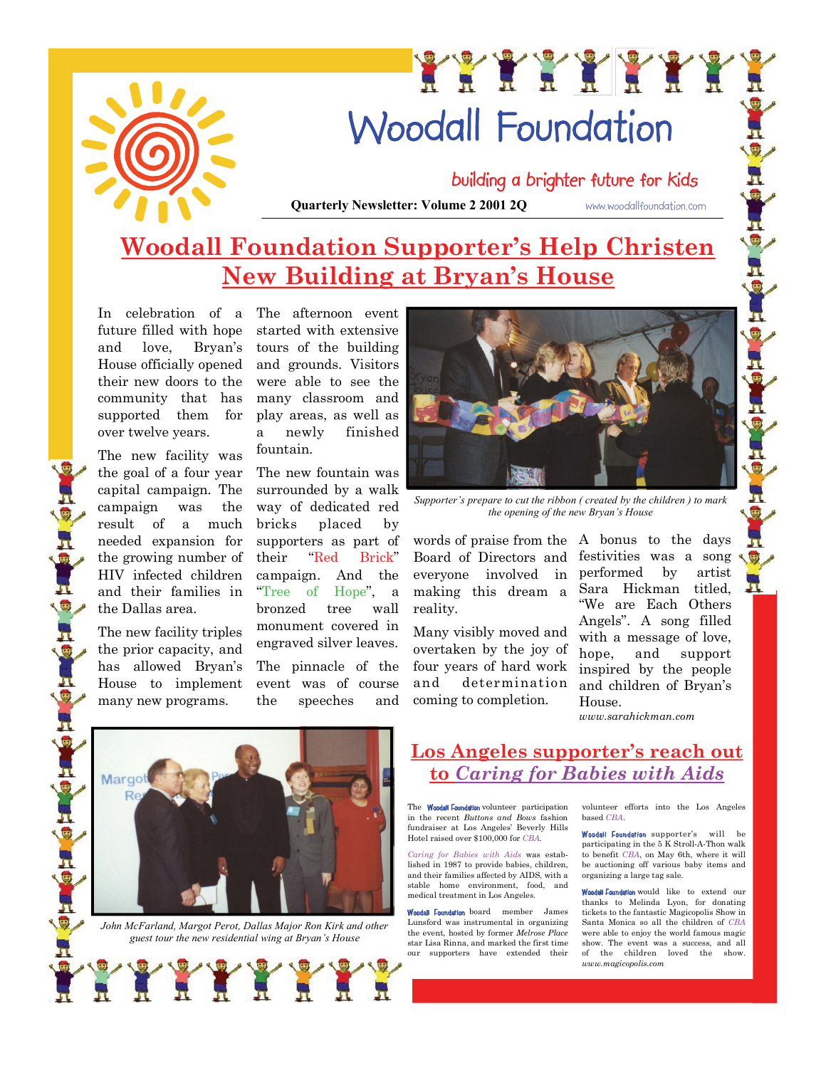# Woodall Foundation

building a brighter future for kids

**Quarterly Newsletter: Volume 2 2001 2Q** www.woodallfoundation.com

## Woodall Foundation Supporter's Help Christen New Building at Bryan's House

In celebration of a future filled with hope and love, Bryan's House officially opened their new doors to the community that has supported them for over twelve years.

The new facility was the goal of a four year capital campaign. The campaign was the result of a much needed expansion for the growing number of HIV infected children and their families in the Dallas area.

The new facility triples the prior capacity, and has allowed Bryan's House to implement many new programs.

The afternoon event started with extensive tours of the building and grounds. Visitors were able to see the many classroom and play areas, as well as a newly finished fountain.

The new fountain was surrounded by a walk way of dedicated red bricks placed by supporters as part of their "Red Brick" campaign. And the "Tree of Hope", a bronzed tree wall monument covered in engraved silver leaves.

The pinnacle of the event was of course the speeches and words of praise from the Board of Directors and everyone involved in making this dream a reality.

Many visibly moved and overtaken by the joy of four years of hard work and determination coming to completion.

*Supporter's prepare to cut the ribbon ( created by the children ) to mark the opening of the new Bryan's House*

A bonus to the days festivities was a song performed by artist Sara Hickman titled, "We are Each Others Angels". A song filled with a message of love, hope, and support inspired by the people and children of Bryan's House.

*www.sarahickman.com*

*John McFarland, Margot Perot, Dallas Major Ron Kirk and other guest tour the new residential wing at Bryan's House*

## Los Angeles supporter's reach out to *Caring for Babies with Aids*

The Woodall Foundation volunteer participation in the recent *Buttons and Bows* fashion fundraiser at Los Angeles' Beverly Hills Hotel raised over $100,000 for *CBA*.

*Caring for Babies with Aids* was established in 1987 to provide babies, children, and their families affected by AIDS, with a stable home environment, food, and medical treatment in Los Angeles.

Woodall Foundation board member James Lunsford was instrumental in organizing the event, hosted by former *Melrose Place* star Lisa Rinna, and marked the first time our supporters have extended their volunteer efforts into the Los Angeles based *CBA*.

Woodall Foundation supporter's will be participating in the 5 K Stroll-A-Thon walk to benefit *CBA*, on May 6th, where it will be auctioning off various baby items and organizing a large tag sale.

Woodall Foundation would like to extend our thanks to Melinda Lyon, for donating tickets to the fantastic Magicopolis Show in Santa Monica so all the children of *CBA* were able to enjoy the world famous magic show. The event was a success, and all of the children loved the show.

*www.magicopolis.com*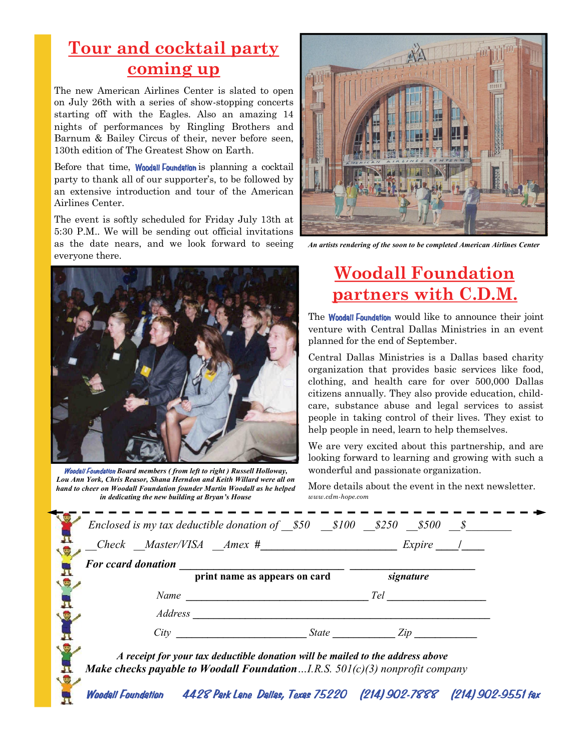# Tour and cocktail party coming up

The new American Airlines Center is slated to open on July 26th with a series of show-stopping concerts starting off with the Eagles. Also an amazing 14 nights of performances by Ringling Brothers and Barnum & Bailey Circus of their, never before seen, 130th edition of The Greatest Show on Earth.

Before that time, Woodall Foundation is planning a cocktail party to thank all of our supporter's, to be followed by an extensive introduction and tour of the American Airlines Center.

The event is softly scheduled for Friday July 13th at 5:30 P.M.. We will be sending out official invitations as the date nears, and we look forward to seeing everyone there.

*An artists rendering of the soon to be completed American Airlines Center*

*Woodall Foundation Board members ( from left to right ) Russell Holloway, Lou Ann York, Chris Reasor, Shana Herndon and Keith Willard were all on hand to cheer on Woodall Foundation founder Martin Woodall as he helped in dedicating the new building at Bryan's House*

# Woodall Foundation partners with C.D.M.

The Woodall Foundation would like to announce their joint venture with Central Dallas Ministries in an event planned for the end of September.

Central Dallas Ministries is a Dallas based charity organization that provides basic services like food, clothing, and health care for over 500,000 Dallas citizens annually. They also provide education, child-care, substance abuse and legal services to assist people in taking control of their lives. They exist to help people in need, learn to help themselves.

We are very excited about this partnership, and are looking forward to learning and growing with such a wonderful and passionate organization.

More details about the event in the next newsletter.
*www.cdm-hope.com*

---

*Enclosed is my tax deductible donation of* __$50 __$100 __$250 __$500 __$________

__Check __Master/VISA __Amex #________________________ *Expire* ____/____

***For ccard donation*** ______________________________ ______________________
**print name as appears on card** ***signature***

*Name* ________________________________ *Tel* __________________

*Address* ________________________________________________________

*City* ________________________ *State* ___________ *Zip* ___________

***A receipt for your tax deductible donation will be mailed to the address above***

***Make checks payable to Woodall Foundation****...I.R.S. 501(c)(3) nonprofit company*

**Woodall Foundation 4428 Park Lane Dallas, Texas 75220 (214) 902-7888 (214) 902-9551 fax**